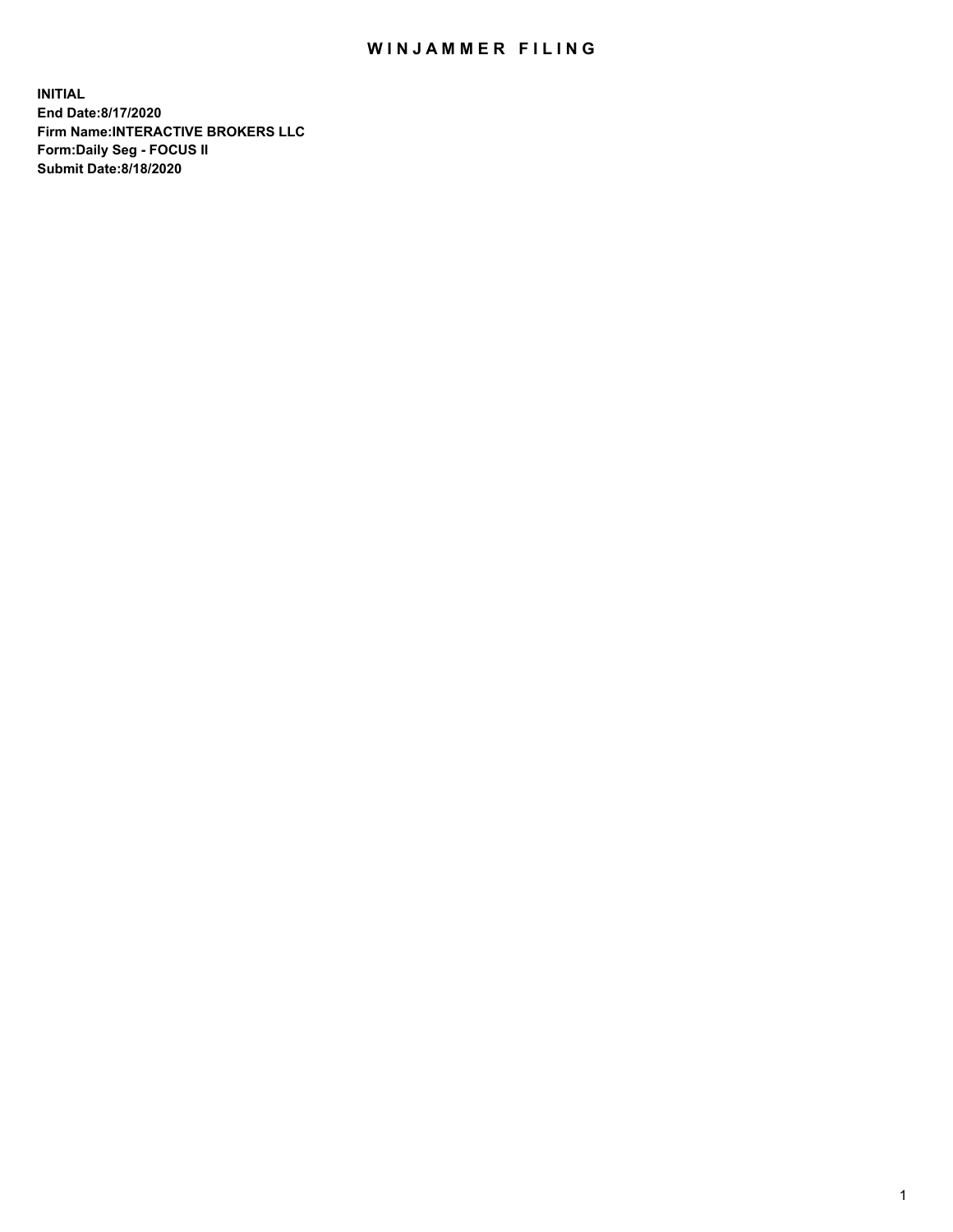# WINJAMMER FILING

**INITIAL**
**End Date:8/17/2020**
**Firm Name:INTERACTIVE BROKERS LLC**
**Form:Daily Seg - FOCUS II**
**Submit Date:8/18/2020**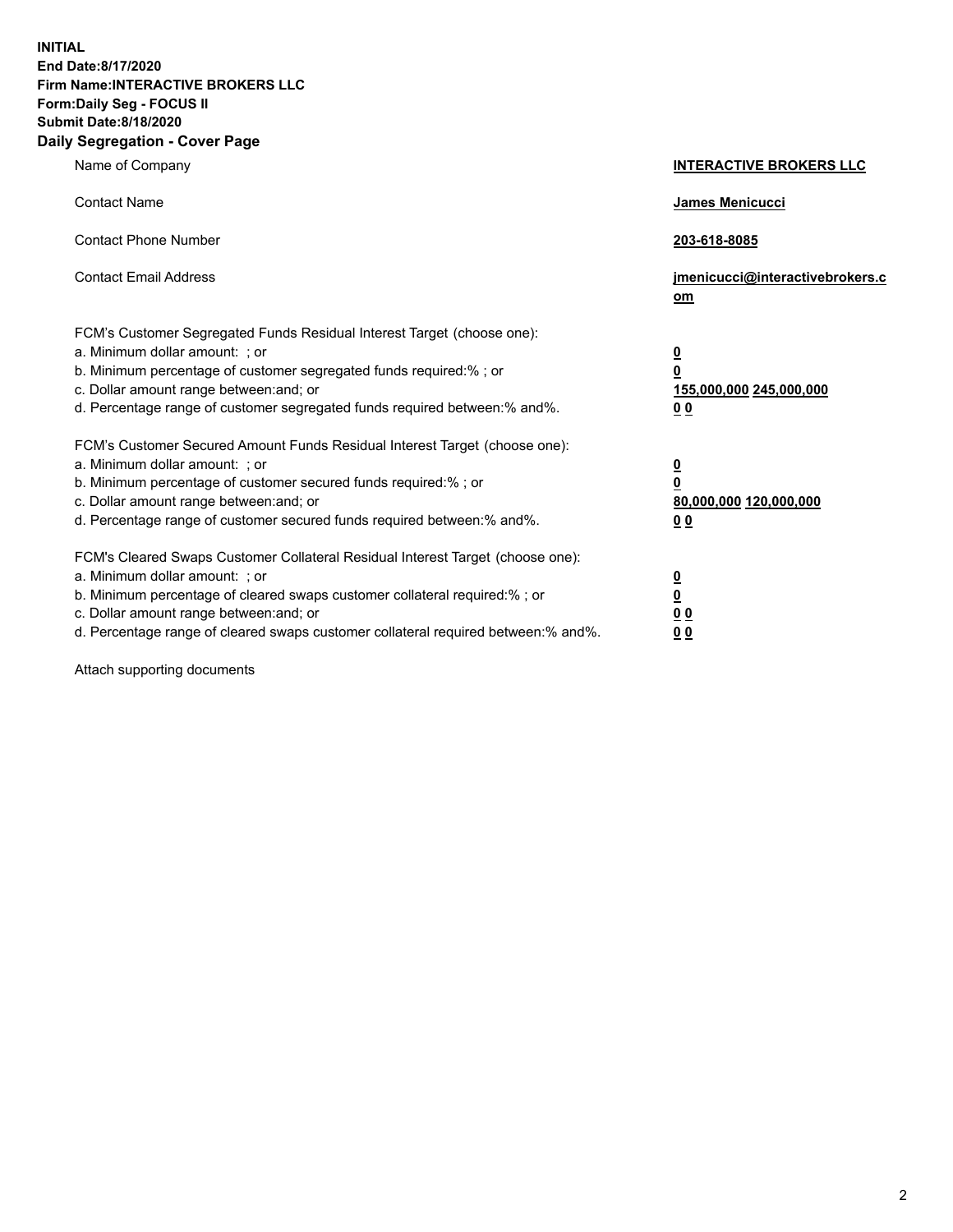**INITIAL**
**End Date:8/17/2020**
**Firm Name:INTERACTIVE BROKERS LLC**
**Form:Daily Seg - FOCUS II**
**Submit Date:8/18/2020**

## Daily Segregation - Cover Page

| | |
|---|---|
| Name of Company | **INTERACTIVE BROKERS LLC** |
| Contact Name | **James Menicucci** |
| Contact Phone Number | **203-618-8085** |
| Contact Email Address | **jmenicucci@interactivebrokers.com** |
| FCM's Customer Segregated Funds Residual Interest Target (choose one): | |
| a. Minimum dollar amount: ; or | **0** |
| b. Minimum percentage of customer segregated funds required:% ; or | **0** |
| c. Dollar amount range between:and; or | **155,000,000 245,000,000** |
| d. Percentage range of customer segregated funds required between:% and%. | **0 0** |
| FCM's Customer Secured Amount Funds Residual Interest Target (choose one): | |
| a. Minimum dollar amount: ; or | **0** |
| b. Minimum percentage of customer secured funds required:% ; or | **0** |
| c. Dollar amount range between:and; or | **80,000,000 120,000,000** |
| d. Percentage range of customer secured funds required between:% and%. | **0 0** |
| FCM's Cleared Swaps Customer Collateral Residual Interest Target (choose one): | |
| a. Minimum dollar amount: ; or | **0** |
| b. Minimum percentage of cleared swaps customer collateral required:% ; or | **0** |
| c. Dollar amount range between:and; or | **0 0** |
| d. Percentage range of cleared swaps customer collateral required between:% and%. | **0 0** |

Attach supporting documents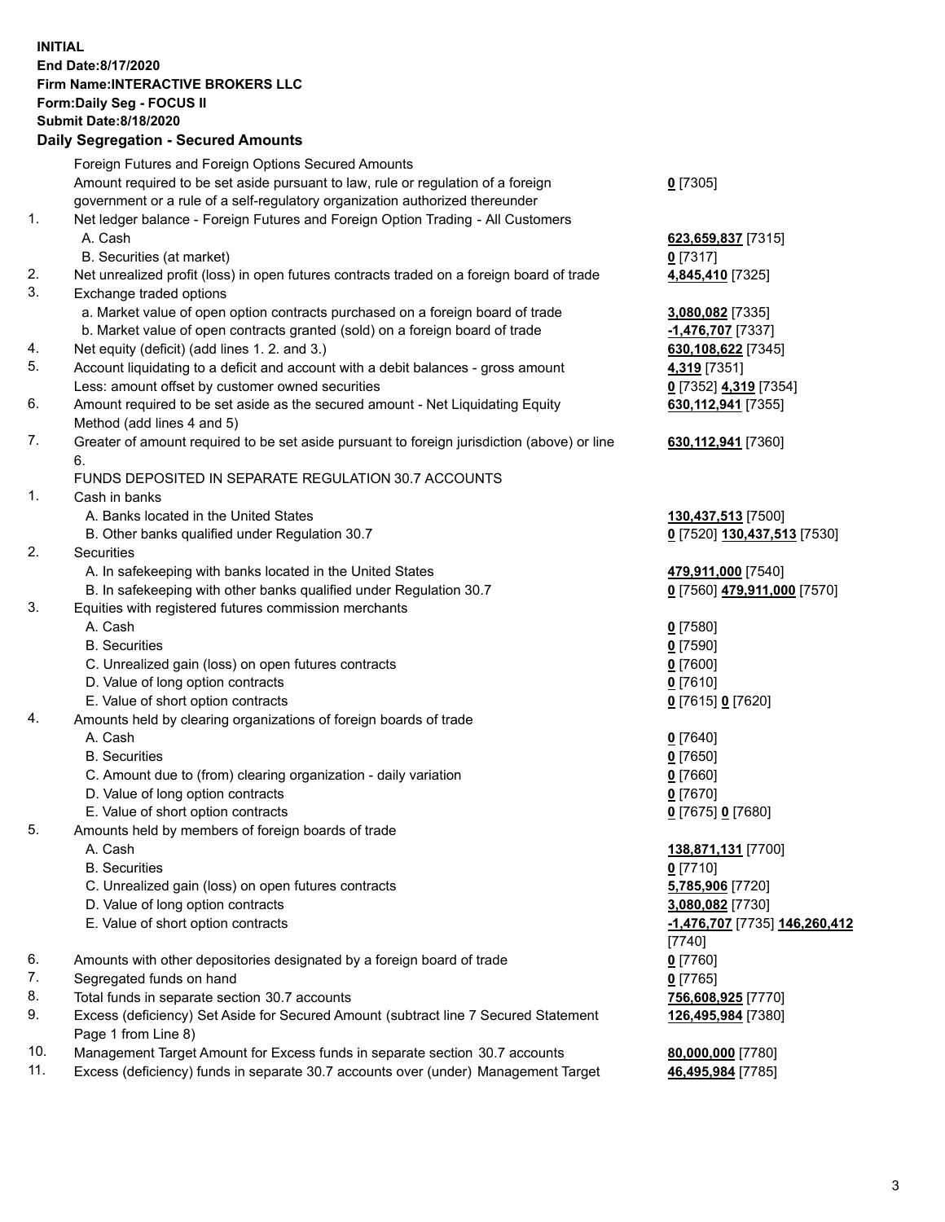**INITIAL**
**End Date:8/17/2020**
**Firm Name:INTERACTIVE BROKERS LLC**
**Form:Daily Seg - FOCUS II**
**Submit Date:8/18/2020**

### Daily Segregation - Secured Amounts

| | | |
|---|---|---|
| | Foreign Futures and Foreign Options Secured Amounts | |
| | Amount required to be set aside pursuant to law, rule or regulation of a foreign government or a rule of a self-regulatory organization authorized thereunder | **0** [7305] |
| 1. | Net ledger balance - Foreign Futures and Foreign Option Trading - All Customers | |
| | A. Cash | **623,659,837** [7315] |
| | B. Securities (at market) | **0** [7317] |
| 2. | Net unrealized profit (loss) in open futures contracts traded on a foreign board of trade | **4,845,410** [7325] |
| 3. | Exchange traded options | |
| | a. Market value of open option contracts purchased on a foreign board of trade | **3,080,082** [7335] |
| | b. Market value of open contracts granted (sold) on a foreign board of trade | **-1,476,707** [7337] |
| 4. | Net equity (deficit) (add lines 1. 2. and 3.) | **630,108,622** [7345] |
| 5. | Account liquidating to a deficit and account with a debit balances - gross amount | **4,319** [7351] |
| | Less: amount offset by customer owned securities | **0** [7352] **4,319** [7354] |
| 6. | Amount required to be set aside as the secured amount - Net Liquidating Equity Method (add lines 4 and 5) | **630,112,941** [7355] |
| 7. | Greater of amount required to be set aside pursuant to foreign jurisdiction (above) or line 6. | **630,112,941** [7360] |
| | FUNDS DEPOSITED IN SEPARATE REGULATION 30.7 ACCOUNTS | |
| 1. | Cash in banks | |
| | A. Banks located in the United States | **130,437,513** [7500] |
| | B. Other banks qualified under Regulation 30.7 | **0** [7520] **130,437,513** [7530] |
| 2. | Securities | |
| | A. In safekeeping with banks located in the United States | **479,911,000** [7540] |
| | B. In safekeeping with other banks qualified under Regulation 30.7 | **0** [7560] **479,911,000** [7570] |
| 3. | Equities with registered futures commission merchants | |
| | A. Cash | **0** [7580] |
| | B. Securities | **0** [7590] |
| | C. Unrealized gain (loss) on open futures contracts | **0** [7600] |
| | D. Value of long option contracts | **0** [7610] |
| | E. Value of short option contracts | **0** [7615] **0** [7620] |
| 4. | Amounts held by clearing organizations of foreign boards of trade | |
| | A. Cash | **0** [7640] |
| | B. Securities | **0** [7650] |
| | C. Amount due to (from) clearing organization - daily variation | **0** [7660] |
| | D. Value of long option contracts | **0** [7670] |
| | E. Value of short option contracts | **0** [7675] **0** [7680] |
| 5. | Amounts held by members of foreign boards of trade | |
| | A. Cash | **138,871,131** [7700] |
| | B. Securities | **0** [7710] |
| | C. Unrealized gain (loss) on open futures contracts | **5,785,906** [7720] |
| | D. Value of long option contracts | **3,080,082** [7730] |
| | E. Value of short option contracts | **-1,476,707** [7735] **146,260,412** [7740] |
| 6. | Amounts with other depositories designated by a foreign board of trade | **0** [7760] |
| 7. | Segregated funds on hand | **0** [7765] |
| 8. | Total funds in separate section 30.7 accounts | **756,608,925** [7770] |
| 9. | Excess (deficiency) Set Aside for Secured Amount (subtract line 7 Secured Statement Page 1 from Line 8) | **126,495,984** [7380] |
| 10. | Management Target Amount for Excess funds in separate section 30.7 accounts | **80,000,000** [7780] |
| 11. | Excess (deficiency) funds in separate 30.7 accounts over (under) Management Target | **46,495,984** [7785] |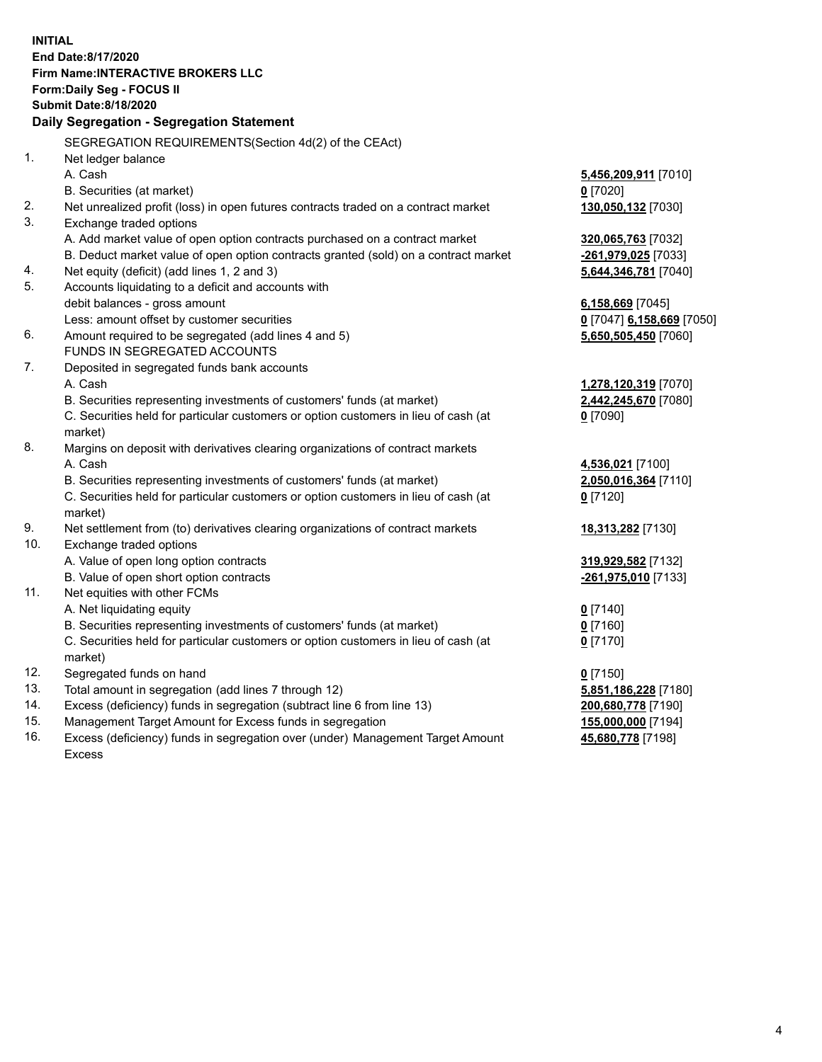**INITIAL**
**End Date:8/17/2020**
**Firm Name:INTERACTIVE BROKERS LLC**
**Form:Daily Seg - FOCUS II**
**Submit Date:8/18/2020**

## Daily Segregation - Segregation Statement

SEGREGATION REQUIREMENTS(Section 4d(2) of the CEAct)

| | | |
|---|---|---|
| 1. | Net ledger balance | |
| | A. Cash | **5,456,209,911** [7010] |
| | B. Securities (at market) | **0** [7020] |
| 2. | Net unrealized profit (loss) in open futures contracts traded on a contract market | **130,050,132** [7030] |
| 3. | Exchange traded options | |
| | A. Add market value of open option contracts purchased on a contract market | **320,065,763** [7032] |
| | B. Deduct market value of open option contracts granted (sold) on a contract market | **-261,979,025** [7033] |
| 4. | Net equity (deficit) (add lines 1, 2 and 3) | **5,644,346,781** [7040] |
| 5. | Accounts liquidating to a deficit and accounts with debit balances - gross amount | **6,158,669** [7045] |
| | Less: amount offset by customer securities | **0** [7047] **6,158,669** [7050] |
| 6. | Amount required to be segregated (add lines 4 and 5) | **5,650,505,450** [7060] |
| | FUNDS IN SEGREGATED ACCOUNTS | |
| 7. | Deposited in segregated funds bank accounts | |
| | A. Cash | **1,278,120,319** [7070] |
| | B. Securities representing investments of customers' funds (at market) | **2,442,245,670** [7080] |
| | C. Securities held for particular customers or option customers in lieu of cash (at market) | **0** [7090] |
| 8. | Margins on deposit with derivatives clearing organizations of contract markets | |
| | A. Cash | **4,536,021** [7100] |
| | B. Securities representing investments of customers' funds (at market) | **2,050,016,364** [7110] |
| | C. Securities held for particular customers or option customers in lieu of cash (at market) | **0** [7120] |
| 9. | Net settlement from (to) derivatives clearing organizations of contract markets | **18,313,282** [7130] |
| 10. | Exchange traded options | |
| | A. Value of open long option contracts | **319,929,582** [7132] |
| | B. Value of open short option contracts | **-261,975,010** [7133] |
| 11. | Net equities with other FCMs | |
| | A. Net liquidating equity | **0** [7140] |
| | B. Securities representing investments of customers' funds (at market) | **0** [7160] |
| | C. Securities held for particular customers or option customers in lieu of cash (at market) | **0** [7170] |
| 12. | Segregated funds on hand | **0** [7150] |
| 13. | Total amount in segregation (add lines 7 through 12) | **5,851,186,228** [7180] |
| 14. | Excess (deficiency) funds in segregation (subtract line 6 from line 13) | **200,680,778** [7190] |
| 15. | Management Target Amount for Excess funds in segregation | **155,000,000** [7194] |
| 16. | Excess (deficiency) funds in segregation over (under) Management Target Amount Excess | **45,680,778** [7198] |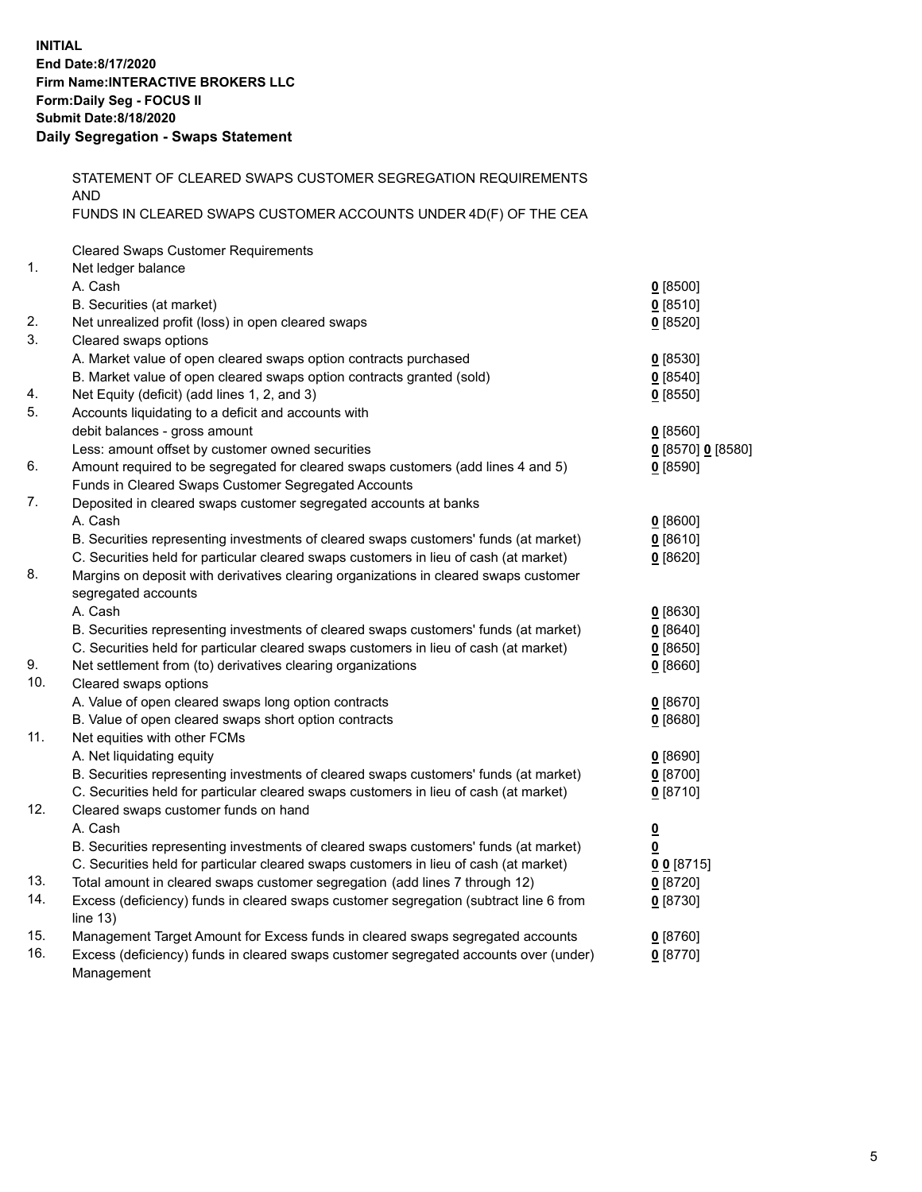**INITIAL**
**End Date:8/17/2020**
**Firm Name:INTERACTIVE BROKERS LLC**
**Form:Daily Seg - FOCUS II**
**Submit Date:8/18/2020**
**Daily Segregation - Swaps Statement**

STATEMENT OF CLEARED SWAPS CUSTOMER SEGREGATION REQUIREMENTS AND FUNDS IN CLEARED SWAPS CUSTOMER ACCOUNTS UNDER 4D(F) OF THE CEA

| | | |
|---|---|---|
| | Cleared Swaps Customer Requirements | |
| 1. | Net ledger balance | |
| | A. Cash | 0 [8500] |
| | B. Securities (at market) | 0 [8510] |
| 2. | Net unrealized profit (loss) in open cleared swaps | 0 [8520] |
| 3. | Cleared swaps options | |
| | A. Market value of open cleared swaps option contracts purchased | 0 [8530] |
| | B. Market value of open cleared swaps option contracts granted (sold) | 0 [8540] |
| 4. | Net Equity (deficit) (add lines 1, 2, and 3) | 0 [8550] |
| 5. | Accounts liquidating to a deficit and accounts with debit balances - gross amount | 0 [8560] |
| | Less: amount offset by customer owned securities | 0 [8570] 0 [8580] |
| 6. | Amount required to be segregated for cleared swaps customers (add lines 4 and 5) | 0 [8590] |
| | Funds in Cleared Swaps Customer Segregated Accounts | |
| 7. | Deposited in cleared swaps customer segregated accounts at banks | |
| | A. Cash | 0 [8600] |
| | B. Securities representing investments of cleared swaps customers' funds (at market) | 0 [8610] |
| | C. Securities held for particular cleared swaps customers in lieu of cash (at market) | 0 [8620] |
| 8. | Margins on deposit with derivatives clearing organizations in cleared swaps customer segregated accounts | |
| | A. Cash | 0 [8630] |
| | B. Securities representing investments of cleared swaps customers' funds (at market) | 0 [8640] |
| | C. Securities held for particular cleared swaps customers in lieu of cash (at market) | 0 [8650] |
| 9. | Net settlement from (to) derivatives clearing organizations | 0 [8660] |
| 10. | Cleared swaps options | |
| | A. Value of open cleared swaps long option contracts | 0 [8670] |
| | B. Value of open cleared swaps short option contracts | 0 [8680] |
| 11. | Net equities with other FCMs | |
| | A. Net liquidating equity | 0 [8690] |
| | B. Securities representing investments of cleared swaps customers' funds (at market) | 0 [8700] |
| | C. Securities held for particular cleared swaps customers in lieu of cash (at market) | 0 [8710] |
| 12. | Cleared swaps customer funds on hand | |
| | A. Cash | 0 |
| | B. Securities representing investments of cleared swaps customers' funds (at market) | 0 |
| | C. Securities held for particular cleared swaps customers in lieu of cash (at market) | 0 0 [8715] |
| 13. | Total amount in cleared swaps customer segregation (add lines 7 through 12) | 0 [8720] |
| 14. | Excess (deficiency) funds in cleared swaps customer segregation (subtract line 6 from line 13) | 0 [8730] |
| 15. | Management Target Amount for Excess funds in cleared swaps segregated accounts | 0 [8760] |
| 16. | Excess (deficiency) funds in cleared swaps customer segregated accounts over (under) Management | 0 [8770] |